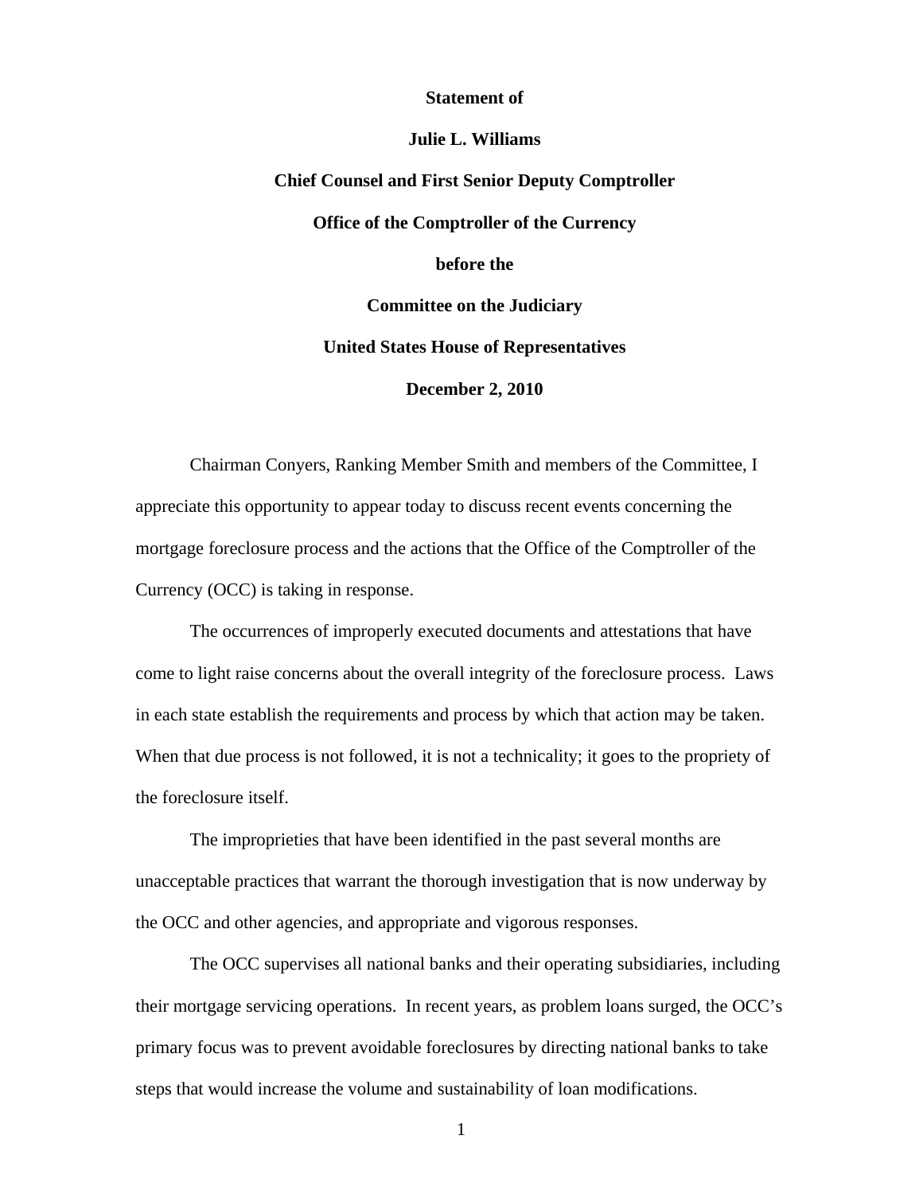**Statement of**

**Julie L. Williams**

**Chief Counsel and First Senior Deputy Comptroller**

**Office of the Comptroller of the Currency**

**before the**

**Committee on the Judiciary**

**United States House of Representatives**

**December 2, 2010**

Chairman Conyers, Ranking Member Smith and members of the Committee, I appreciate this opportunity to appear today to discuss recent events concerning the mortgage foreclosure process and the actions that the Office of the Comptroller of the Currency (OCC) is taking in response.

The occurrences of improperly executed documents and attestations that have come to light raise concerns about the overall integrity of the foreclosure process. Laws in each state establish the requirements and process by which that action may be taken. When that due process is not followed, it is not a technicality; it goes to the propriety of the foreclosure itself.

The improprieties that have been identified in the past several months are unacceptable practices that warrant the thorough investigation that is now underway by the OCC and other agencies, and appropriate and vigorous responses.

The OCC supervises all national banks and their operating subsidiaries, including their mortgage servicing operations. In recent years, as problem loans surged, the OCC's primary focus was to prevent avoidable foreclosures by directing national banks to take steps that would increase the volume and sustainability of loan modifications.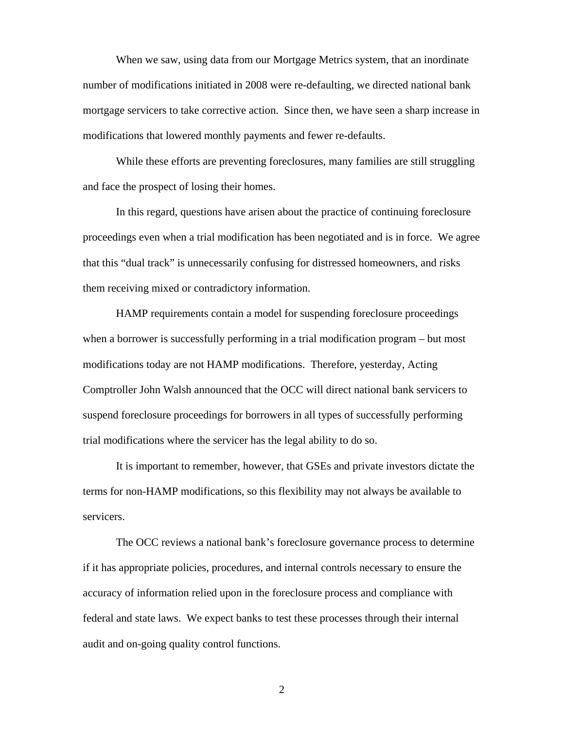When we saw, using data from our Mortgage Metrics system, that an inordinate number of modifications initiated in 2008 were re-defaulting, we directed national bank mortgage servicers to take corrective action. Since then, we have seen a sharp increase in modifications that lowered monthly payments and fewer re-defaults.

While these efforts are preventing foreclosures, many families are still struggling and face the prospect of losing their homes.

In this regard, questions have arisen about the practice of continuing foreclosure proceedings even when a trial modification has been negotiated and is in force. We agree that this "dual track" is unnecessarily confusing for distressed homeowners, and risks them receiving mixed or contradictory information.

HAMP requirements contain a model for suspending foreclosure proceedings when a borrower is successfully performing in a trial modification program – but most modifications today are not HAMP modifications. Therefore, yesterday, Acting Comptroller John Walsh announced that the OCC will direct national bank servicers to suspend foreclosure proceedings for borrowers in all types of successfully performing trial modifications where the servicer has the legal ability to do so.

It is important to remember, however, that GSEs and private investors dictate the terms for non-HAMP modifications, so this flexibility may not always be available to servicers.

The OCC reviews a national bank's foreclosure governance process to determine if it has appropriate policies, procedures, and internal controls necessary to ensure the accuracy of information relied upon in the foreclosure process and compliance with federal and state laws. We expect banks to test these processes through their internal audit and on-going quality control functions.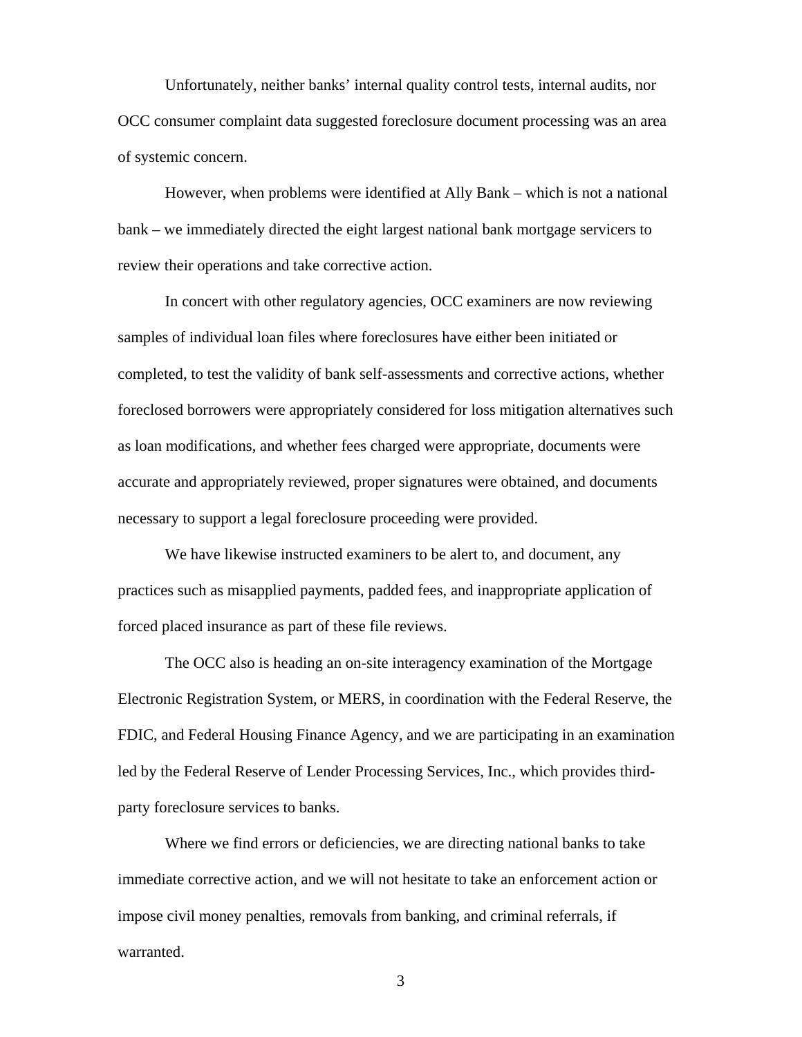Unfortunately, neither banks' internal quality control tests, internal audits, nor OCC consumer complaint data suggested foreclosure document processing was an area of systemic concern.

However, when problems were identified at Ally Bank – which is not a national bank – we immediately directed the eight largest national bank mortgage servicers to review their operations and take corrective action.

In concert with other regulatory agencies, OCC examiners are now reviewing samples of individual loan files where foreclosures have either been initiated or completed, to test the validity of bank self-assessments and corrective actions, whether foreclosed borrowers were appropriately considered for loss mitigation alternatives such as loan modifications, and whether fees charged were appropriate, documents were accurate and appropriately reviewed, proper signatures were obtained, and documents necessary to support a legal foreclosure proceeding were provided.

We have likewise instructed examiners to be alert to, and document, any practices such as misapplied payments, padded fees, and inappropriate application of forced placed insurance as part of these file reviews.

The OCC also is heading an on-site interagency examination of the Mortgage Electronic Registration System, or MERS, in coordination with the Federal Reserve, the FDIC, and Federal Housing Finance Agency, and we are participating in an examination led by the Federal Reserve of Lender Processing Services, Inc., which provides third-party foreclosure services to banks.

Where we find errors or deficiencies, we are directing national banks to take immediate corrective action, and we will not hesitate to take an enforcement action or impose civil money penalties, removals from banking, and criminal referrals, if warranted.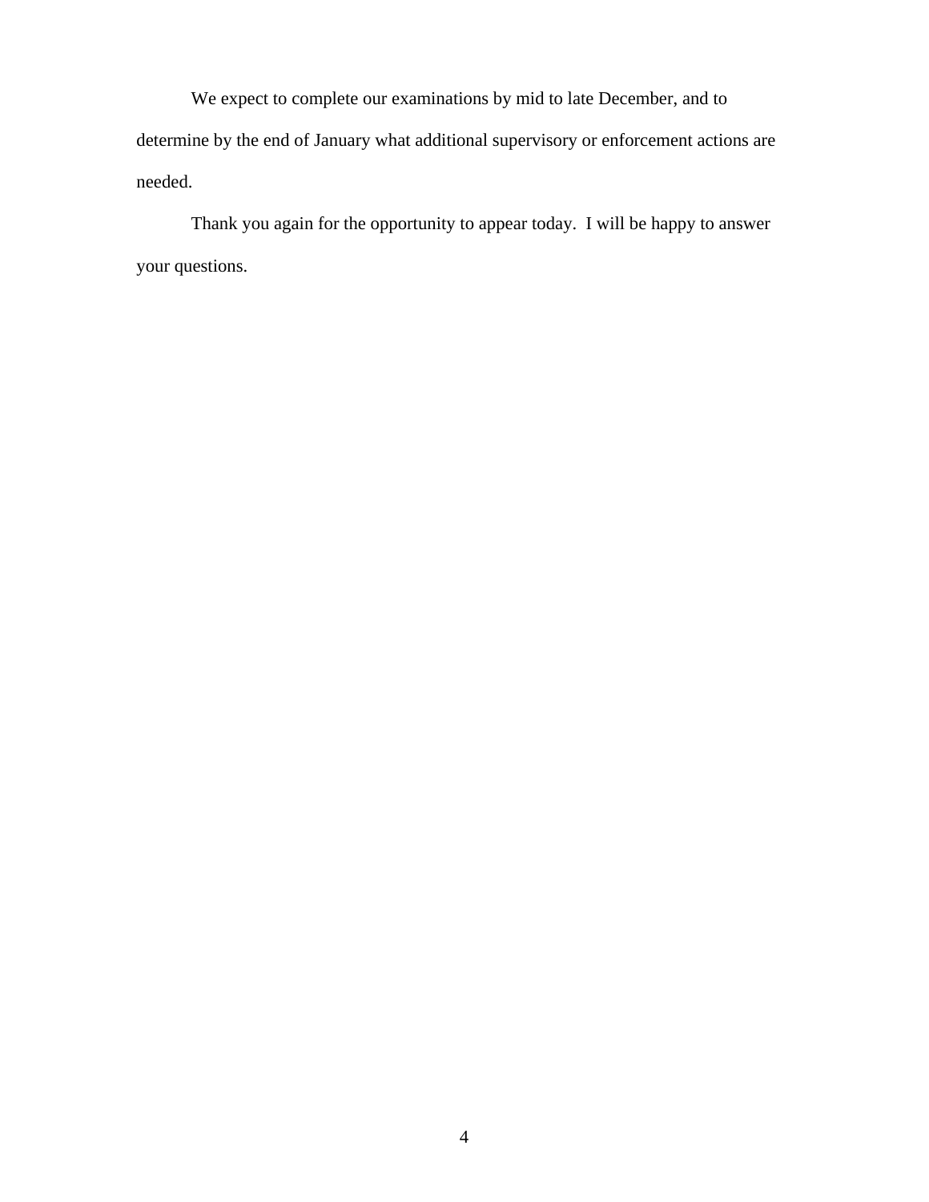We expect to complete our examinations by mid to late December, and to determine by the end of January what additional supervisory or enforcement actions are needed.

Thank you again for the opportunity to appear today. I will be happy to answer your questions.